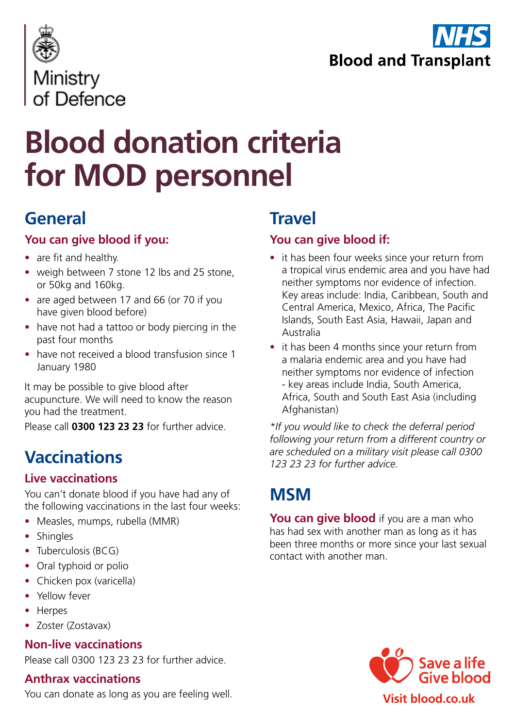Ministry of Defence

NHS Blood and Transplant

# Blood donation criteria for MOD personnel

## General

### You can give blood if you:

- are fit and healthy.
- weigh between 7 stone 12 lbs and 25 stone, or 50kg and 160kg.
- are aged between 17 and 66 (or 70 if you have given blood before)
- have not had a tattoo or body piercing in the past four months
- have not received a blood transfusion since 1 January 1980

It may be possible to give blood after acupuncture. We will need to know the reason you had the treatment.
Please call **0300 123 23 23** for further advice.

## Vaccinations

### Live vaccinations

You can't donate blood if you have had any of the following vaccinations in the last four weeks:

- Measles, mumps, rubella (MMR)
- Shingles
- Tuberculosis (BCG)
- Oral typhoid or polio
- Chicken pox (varicella)
- Yellow fever
- Herpes
- Zoster (Zostavax)

### Non-live vaccinations

Please call 0300 123 23 23 for further advice.

### Anthrax vaccinations

You can donate as long as you are feeling well.

## Travel

### You can give blood if:

- it has been four weeks since your return from a tropical virus endemic area and you have had neither symptoms nor evidence of infection. Key areas include: India, Caribbean, South and Central America, Mexico, Africa, The Pacific Islands, South East Asia, Hawaii, Japan and Australia
- it has been 4 months since your return from a malaria endemic area and you have had neither symptoms nor evidence of infection - key areas include India, South America, Africa, South and South East Asia (including Afghanistan)

*\*If you would like to check the deferral period following your return from a different country or are scheduled on a military visit please call 0300 123 23 23 for further advice.*

## MSM

**You can give blood** if you are a man who has had sex with another man as long as it has been three months or more since your last sexual contact with another man.

Save a life Give blood

Visit blood.co.uk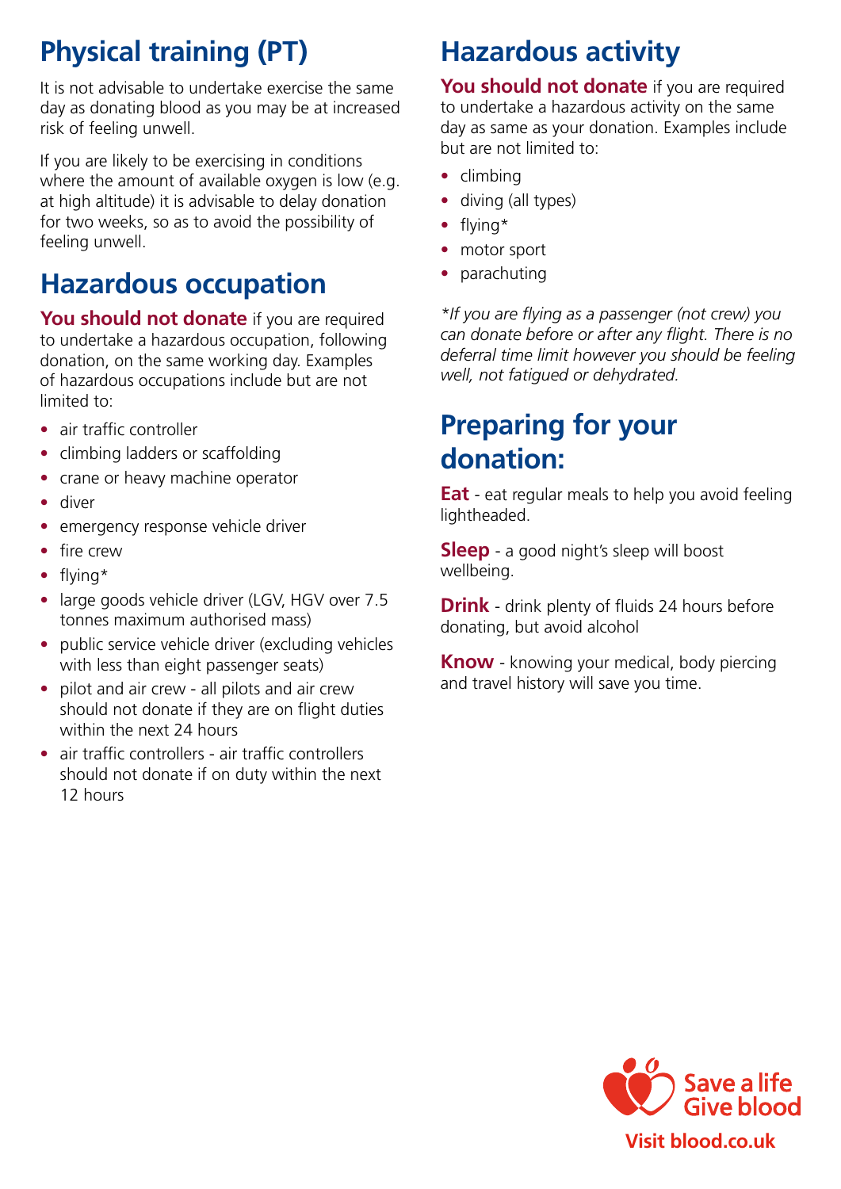## Physical training (PT)

It is not advisable to undertake exercise the same day as donating blood as you may be at increased risk of feeling unwell.

If you are likely to be exercising in conditions where the amount of available oxygen is low (e.g. at high altitude) it is advisable to delay donation for two weeks, so as to avoid the possibility of feeling unwell.

## Hazardous occupation

**You should not donate** if you are required to undertake a hazardous occupation, following donation, on the same working day. Examples of hazardous occupations include but are not limited to:

- air traffic controller
- climbing ladders or scaffolding
- crane or heavy machine operator
- diver
- emergency response vehicle driver
- fire crew
- flying*
- large goods vehicle driver (LGV, HGV over 7.5 tonnes maximum authorised mass)
- public service vehicle driver (excluding vehicles with less than eight passenger seats)
- pilot and air crew - all pilots and air crew should not donate if they are on flight duties within the next 24 hours
- air traffic controllers - air traffic controllers should not donate if on duty within the next 12 hours

## Hazardous activity

**You should not donate** if you are required to undertake a hazardous activity on the same day as same as your donation. Examples include but are not limited to:

- climbing
- diving (all types)
- flying*
- motor sport
- parachuting

*\*If you are flying as a passenger (not crew) you can donate before or after any flight. There is no deferral time limit however you should be feeling well, not fatigued or dehydrated.*

## Preparing for your donation:

**Eat** - eat regular meals to help you avoid feeling lightheaded.

**Sleep** - a good night's sleep will boost wellbeing.

**Drink** - drink plenty of fluids 24 hours before donating, but avoid alcohol

**Know** - knowing your medical, body piercing and travel history will save you time.

Save a life
Give blood

**Visit blood.co.uk**